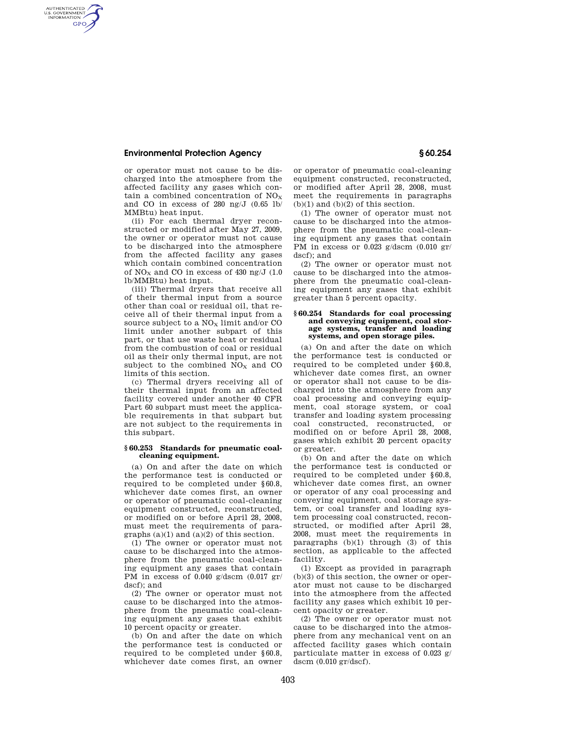or operator must not cause to be discharged into the atmosphere from the affected facility any gases which contain a combined concentration of $NO_X$ and CO in excess of 280 ng/J (0.65 lb/MMBtu) heat input.

(ii) For each thermal dryer reconstructed or modified after May 27, 2009, the owner or operator must not cause to be discharged into the atmosphere from the affected facility any gases which contain combined concentration of $NO_X$ and CO in excess of 430 ng/J (1.0 lb/MMBtu) heat input.

(iii) Thermal dryers that receive all of their thermal input from a source other than coal or residual oil, that receive all of their thermal input from a source subject to a $NO_X$ limit and/or CO limit under another subpart of this part, or that use waste heat or residual from the combustion of coal or residual oil as their only thermal input, are not subject to the combined $NO_X$ and CO limits of this section.

(c) Thermal dryers receiving all of their thermal input from an affected facility covered under another 40 CFR Part 60 subpart must meet the applicable requirements in that subpart but are not subject to the requirements in this subpart.

### § 60.253 Standards for pneumatic coal-cleaning equipment.

(a) On and after the date on which the performance test is conducted or required to be completed under §60.8, whichever date comes first, an owner or operator of pneumatic coal-cleaning equipment constructed, reconstructed, or modified on or before April 28, 2008, must meet the requirements of paragraphs (a)(1) and (a)(2) of this section.

(1) The owner or operator must not cause to be discharged into the atmosphere from the pneumatic coal-cleaning equipment any gases that contain PM in excess of 0.040 g/dscm (0.017 gr/dscf); and

(2) The owner or operator must not cause to be discharged into the atmosphere from the pneumatic coal-cleaning equipment any gases that exhibit 10 percent opacity or greater.

(b) On and after the date on which the performance test is conducted or required to be completed under §60.8, whichever date comes first, an owner or operator of pneumatic coal-cleaning equipment constructed, reconstructed, or modified after April 28, 2008, must meet the requirements in paragraphs (b)(1) and (b)(2) of this section.

(1) The owner of operator must not cause to be discharged into the atmosphere from the pneumatic coal-cleaning equipment any gases that contain PM in excess or 0.023 g/dscm (0.010 gr/dscf); and

(2) The owner or operator must not cause to be discharged into the atmosphere from the pneumatic coal-cleaning equipment any gases that exhibit greater than 5 percent opacity.

### § 60.254 Standards for coal processing and conveying equipment, coal storage systems, transfer and loading systems, and open storage piles.

(a) On and after the date on which the performance test is conducted or required to be completed under §60.8, whichever date comes first, an owner or operator shall not cause to be discharged into the atmosphere from any coal processing and conveying equipment, coal storage system, or coal transfer and loading system processing coal constructed, reconstructed, or modified on or before April 28, 2008, gases which exhibit 20 percent opacity or greater.

(b) On and after the date on which the performance test is conducted or required to be completed under §60.8, whichever date comes first, an owner or operator of any coal processing and conveying equipment, coal storage system, or coal transfer and loading system processing coal constructed, reconstructed, or modified after April 28, 2008, must meet the requirements in paragraphs (b)(1) through (3) of this section, as applicable to the affected facility.

(1) Except as provided in paragraph (b)(3) of this section, the owner or operator must not cause to be discharged into the atmosphere from the affected facility any gases which exhibit 10 percent opacity or greater.

(2) The owner or operator must not cause to be discharged into the atmosphere from any mechanical vent on an affected facility gases which contain particulate matter in excess of 0.023 g/dscm (0.010 gr/dscf).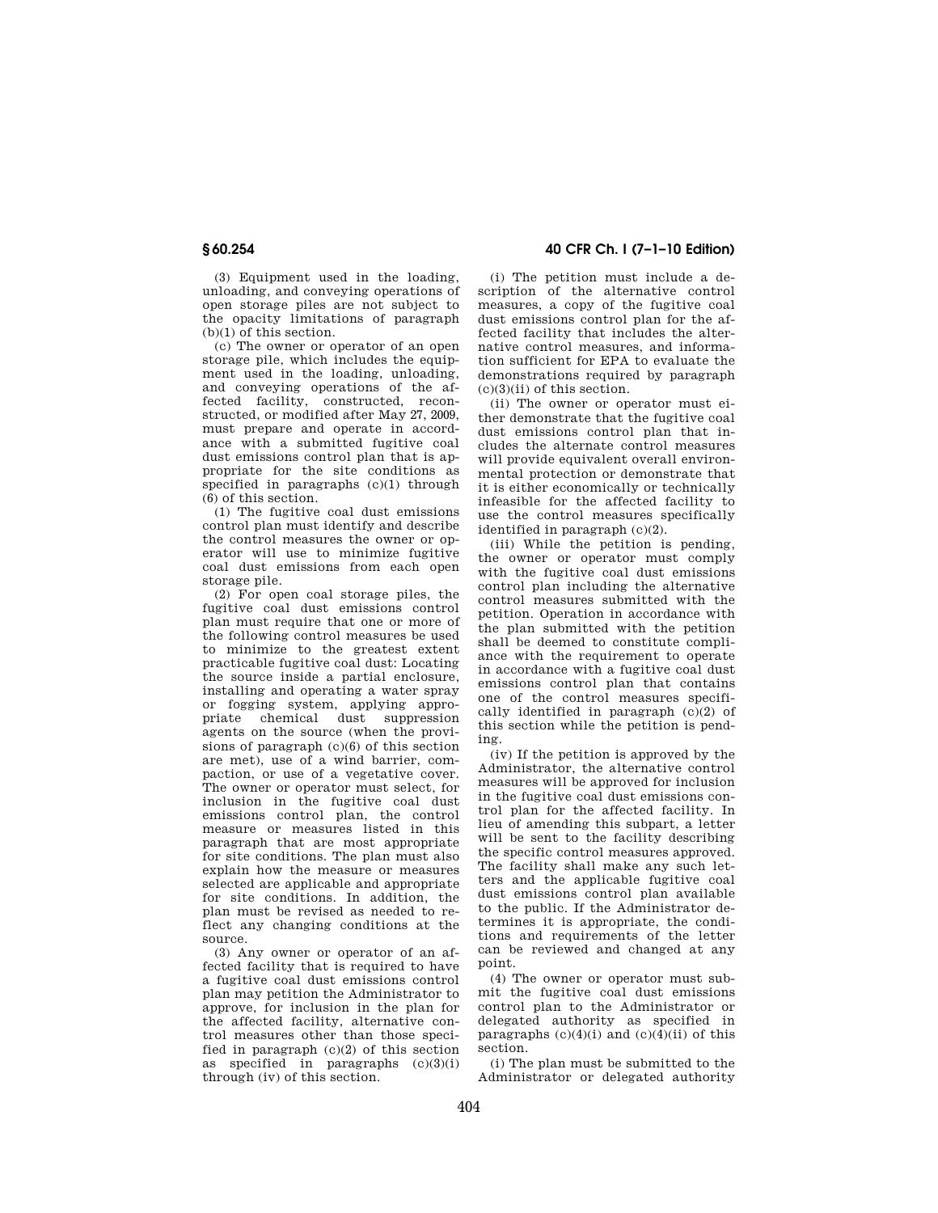(3) Equipment used in the loading, unloading, and conveying operations of open storage piles are not subject to the opacity limitations of paragraph (b)(1) of this section.

(c) The owner or operator of an open storage pile, which includes the equipment used in the loading, unloading, and conveying operations of the affected facility, constructed, reconstructed, or modified after May 27, 2009, must prepare and operate in accordance with a submitted fugitive coal dust emissions control plan that is appropriate for the site conditions as specified in paragraphs (c)(1) through (6) of this section.

(1) The fugitive coal dust emissions control plan must identify and describe the control measures the owner or operator will use to minimize fugitive coal dust emissions from each open storage pile.

(2) For open coal storage piles, the fugitive coal dust emissions control plan must require that one or more of the following control measures be used to minimize to the greatest extent practicable fugitive coal dust: Locating the source inside a partial enclosure, installing and operating a water spray or fogging system, applying appropriate chemical dust suppression agents on the source (when the provisions of paragraph (c)(6) of this section are met), use of a wind barrier, compaction, or use of a vegetative cover. The owner or operator must select, for inclusion in the fugitive coal dust emissions control plan, the control measure or measures listed in this paragraph that are most appropriate for site conditions. The plan must also explain how the measure or measures selected are applicable and appropriate for site conditions. In addition, the plan must be revised as needed to reflect any changing conditions at the source.

(3) Any owner or operator of an affected facility that is required to have a fugitive coal dust emissions control plan may petition the Administrator to approve, for inclusion in the plan for the affected facility, alternative control measures other than those specified in paragraph (c)(2) of this section as specified in paragraphs (c)(3)(i) through (iv) of this section.

(i) The petition must include a description of the alternative control measures, a copy of the fugitive coal dust emissions control plan for the affected facility that includes the alternative control measures, and information sufficient for EPA to evaluate the demonstrations required by paragraph (c)(3)(ii) of this section.

(ii) The owner or operator must either demonstrate that the fugitive coal dust emissions control plan that includes the alternate control measures will provide equivalent overall environmental protection or demonstrate that it is either economically or technically infeasible for the affected facility to use the control measures specifically identified in paragraph (c)(2).

(iii) While the petition is pending, the owner or operator must comply with the fugitive coal dust emissions control plan including the alternative control measures submitted with the petition. Operation in accordance with the plan submitted with the petition shall be deemed to constitute compliance with the requirement to operate in accordance with a fugitive coal dust emissions control plan that contains one of the control measures specifically identified in paragraph (c)(2) of this section while the petition is pending.

(iv) If the petition is approved by the Administrator, the alternative control measures will be approved for inclusion in the fugitive coal dust emissions control plan for the affected facility. In lieu of amending this subpart, a letter will be sent to the facility describing the specific control measures approved. The facility shall make any such letters and the applicable fugitive coal dust emissions control plan available to the public. If the Administrator determines it is appropriate, the conditions and requirements of the letter can be reviewed and changed at any point.

(4) The owner or operator must submit the fugitive coal dust emissions control plan to the Administrator or delegated authority as specified in paragraphs (c)(4)(i) and (c)(4)(ii) of this section.

(i) The plan must be submitted to the Administrator or delegated authority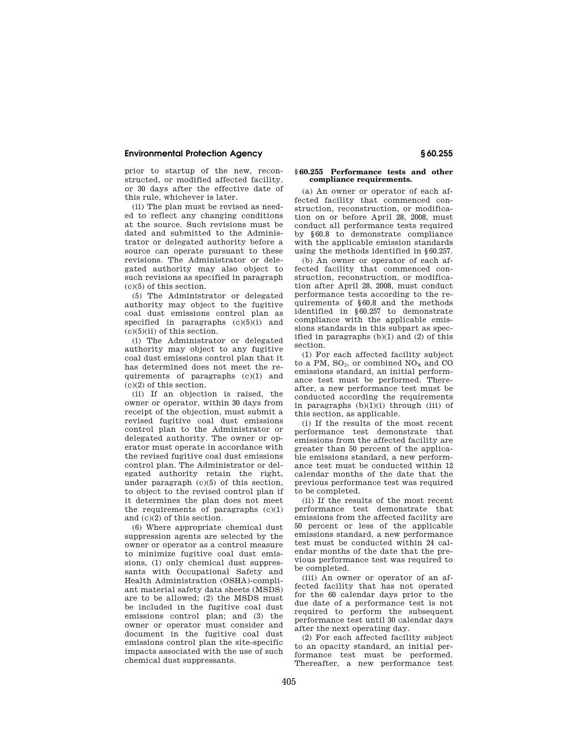prior to startup of the new, reconstructed, or modified affected facility, or 30 days after the effective date of this rule, whichever is later.

(ii) The plan must be revised as needed to reflect any changing conditions at the source. Such revisions must be dated and submitted to the Administrator or delegated authority before a source can operate pursuant to these revisions. The Administrator or delegated authority may also object to such revisions as specified in paragraph (c)(5) of this section.

(5) The Administrator or delegated authority may object to the fugitive coal dust emissions control plan as specified in paragraphs (c)(5)(i) and (c)(5)(ii) of this section.

(i) The Administrator or delegated authority may object to any fugitive coal dust emissions control plan that it has determined does not meet the requirements of paragraphs (c)(1) and (c)(2) of this section.

(ii) If an objection is raised, the owner or operator, within 30 days from receipt of the objection, must submit a revised fugitive coal dust emissions control plan to the Administrator or delegated authority. The owner or operator must operate in accordance with the revised fugitive coal dust emissions control plan. The Administrator or delegated authority retain the right, under paragraph (c)(5) of this section, to object to the revised control plan if it determines the plan does not meet the requirements of paragraphs (c)(1) and (c)(2) of this section.

(6) Where appropriate chemical dust suppression agents are selected by the owner or operator as a control measure to minimize fugitive coal dust emissions, (1) only chemical dust suppressants with Occupational Safety and Health Administration (OSHA)-compliant material safety data sheets (MSDS) are to be allowed; (2) the MSDS must be included in the fugitive coal dust emissions control plan; and (3) the owner or operator must consider and document in the fugitive coal dust emissions control plan the site-specific impacts associated with the use of such chemical dust suppressants.

## § 60.255 Performance tests and other compliance requirements.

(a) An owner or operator of each affected facility that commenced construction, reconstruction, or modification on or before April 28, 2008, must conduct all performance tests required by § 60.8 to demonstrate compliance with the applicable emission standards using the methods identified in § 60.257.

(b) An owner or operator of each affected facility that commenced construction, reconstruction, or modification after April 28, 2008, must conduct performance tests according to the requirements of § 60.8 and the methods identified in § 60.257 to demonstrate compliance with the applicable emissions standards in this subpart as specified in paragraphs (b)(1) and (2) of this section.

(1) For each affected facility subject to a PM, $SO_2$, or combined $NO_X$ and CO emissions standard, an initial performance test must be performed. Thereafter, a new performance test must be conducted according the requirements in paragraphs (b)(1)(i) through (iii) of this section, as applicable.

(i) If the results of the most recent performance test demonstrate that emissions from the affected facility are greater than 50 percent of the applicable emissions standard, a new performance test must be conducted within 12 calendar months of the date that the previous performance test was required to be completed.

(ii) If the results of the most recent performance test demonstrate that emissions from the affected facility are 50 percent or less of the applicable emissions standard, a new performance test must be conducted within 24 calendar months of the date that the previous performance test was required to be completed.

(iii) An owner or operator of an affected facility that has not operated for the 60 calendar days prior to the due date of a performance test is not required to perform the subsequent performance test until 30 calendar days after the next operating day.

(2) For each affected facility subject to an opacity standard, an initial performance test must be performed. Thereafter, a new performance test